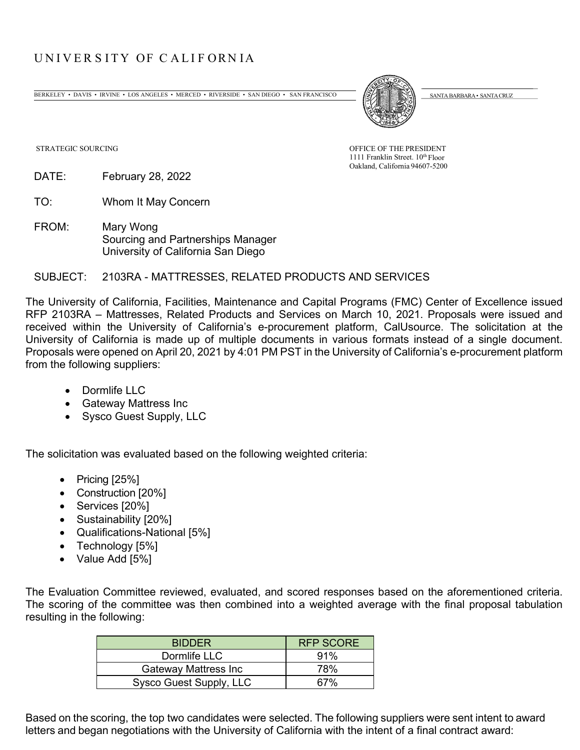UNIVERSITY OF CALIFORNIA

BERKELEY • DAVIS • IRVINE • LOS ANGELES • MERCED • RIVERSIDE • SAN DIEGO • SAN FRANCISCO — SANTA BARBARA • SANTA CRUZ

STRATEGIC SOURCING

OFFICE OF THE PRESIDENT
1111 Franklin Street. 10th Floor
Oakland, California 94607-5200

DATE: February 28, 2022

TO: Whom It May Concern

FROM: Mary Wong
Sourcing and Partnerships Manager
University of California San Diego

SUBJECT: 2103RA - MATTRESSES, RELATED PRODUCTS AND SERVICES

The University of California, Facilities, Maintenance and Capital Programs (FMC) Center of Excellence issued RFP 2103RA – Mattresses, Related Products and Services on March 10, 2021. Proposals were issued and received within the University of California's e-procurement platform, CalUsource. The solicitation at the University of California is made up of multiple documents in various formats instead of a single document. Proposals were opened on April 20, 2021 by 4:01 PM PST in the University of California's e-procurement platform from the following suppliers:

- Dormlife LLC
- Gateway Mattress Inc
- Sysco Guest Supply, LLC

The solicitation was evaluated based on the following weighted criteria:

- Pricing [25%]
- Construction [20%]
- Services [20%]
- Sustainability [20%]
- Qualifications-National [5%]
- Technology [5%]
- Value Add [5%]

The Evaluation Committee reviewed, evaluated, and scored responses based on the aforementioned criteria. The scoring of the committee was then combined into a weighted average with the final proposal tabulation resulting in the following:

| BIDDER | RFP SCORE |
| --- | --- |
| Dormlife LLC | 91% |
| Gateway Mattress Inc | 78% |
| Sysco Guest Supply, LLC | 67% |

Based on the scoring, the top two candidates were selected. The following suppliers were sent intent to award letters and began negotiations with the University of California with the intent of a final contract award: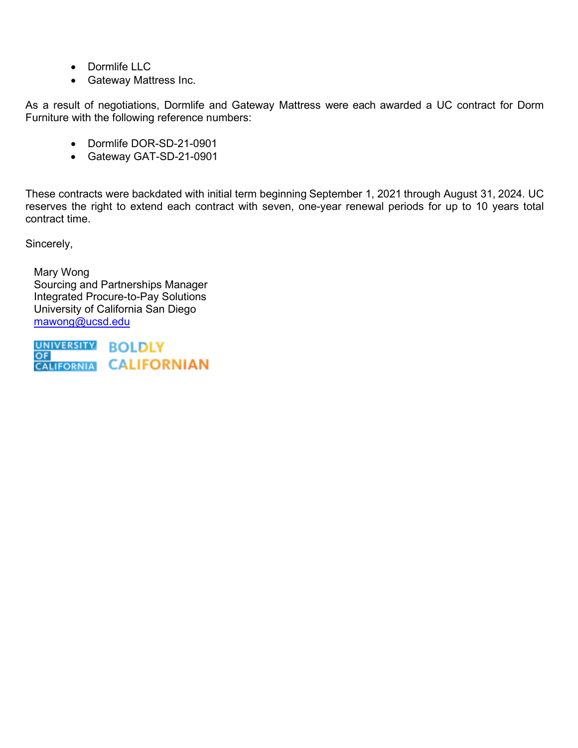- Dormlife LLC
- Gateway Mattress Inc.

As a result of negotiations, Dormlife and Gateway Mattress were each awarded a UC contract for Dorm Furniture with the following reference numbers:

- Dormlife DOR-SD-21-0901
- Gateway GAT-SD-21-0901

These contracts were backdated with initial term beginning September 1, 2021 through August 31, 2024. UC reserves the right to extend each contract with seven, one-year renewal periods for up to 10 years total contract time.

Sincerely,

Mary Wong
Sourcing and Partnerships Manager
Integrated Procure-to-Pay Solutions
University of California San Diego
mawong@ucsd.edu

UNIVERSITY OF CALIFORNIA BOLDLY CALIFORNIAN